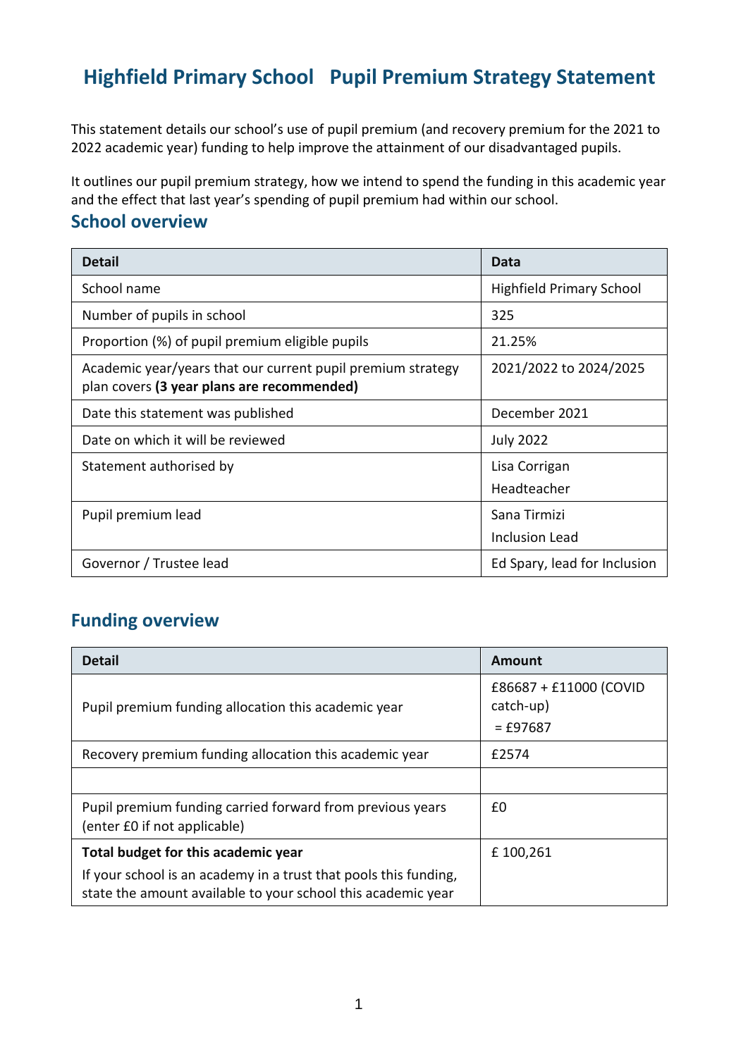# Highfield Primary School Pupil Premium Strategy Statement

This statement details our school's use of pupil premium (and recovery premium for the 2021 to 2022 academic year) funding to help improve the attainment of our disadvantaged pupils.

It outlines our pupil premium strategy, how we intend to spend the funding in this academic year and the effect that last year's spending of pupil premium had within our school.

## School overview

| Detail | Data |
|---|---|
| School name | Highfield Primary School |
| Number of pupils in school | 325 |
| Proportion (%) of pupil premium eligible pupils | 21.25% |
| Academic year/years that our current pupil premium strategy plan covers **(3 year plans are recommended)** | 2021/2022 to 2024/2025 |
| Date this statement was published | December 2021 |
| Date on which it will be reviewed | July 2022 |
| Statement authorised by | Lisa Corrigan<br>Headteacher |
| Pupil premium lead | Sana Tirmizi<br>Inclusion Lead |
| Governor / Trustee lead | Ed Spary, lead for Inclusion |

## Funding overview

| Detail | Amount |
|---|---|
| Pupil premium funding allocation this academic year | £86687 + £11000 (COVID catch-up)<br>= £97687 |
| Recovery premium funding allocation this academic year | £2574 |
| | |
| Pupil premium funding carried forward from previous years (enter £0 if not applicable) | £0 |
| **Total budget for this academic year**<br>If your school is an academy in a trust that pools this funding, state the amount available to your school this academic year | £ 100,261 |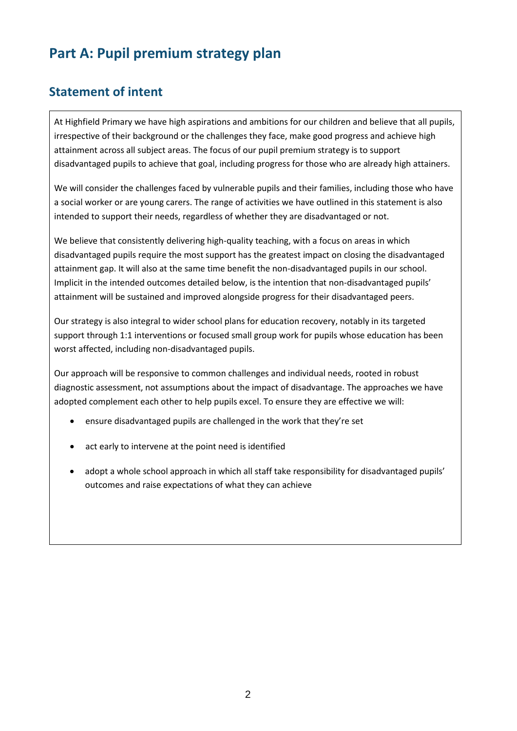# Part A: Pupil premium strategy plan

## Statement of intent

At Highfield Primary we have high aspirations and ambitions for our children and believe that all pupils, irrespective of their background or the challenges they face, make good progress and achieve high attainment across all subject areas. The focus of our pupil premium strategy is to support disadvantaged pupils to achieve that goal, including progress for those who are already high attainers.

We will consider the challenges faced by vulnerable pupils and their families, including those who have a social worker or are young carers. The range of activities we have outlined in this statement is also intended to support their needs, regardless of whether they are disadvantaged or not.

We believe that consistently delivering high-quality teaching, with a focus on areas in which disadvantaged pupils require the most support has the greatest impact on closing the disadvantaged attainment gap. It will also at the same time benefit the non-disadvantaged pupils in our school. Implicit in the intended outcomes detailed below, is the intention that non-disadvantaged pupils' attainment will be sustained and improved alongside progress for their disadvantaged peers.

Our strategy is also integral to wider school plans for education recovery, notably in its targeted support through 1:1 interventions or focused small group work for pupils whose education has been worst affected, including non-disadvantaged pupils.

Our approach will be responsive to common challenges and individual needs, rooted in robust diagnostic assessment, not assumptions about the impact of disadvantage. The approaches we have adopted complement each other to help pupils excel. To ensure they are effective we will:

- ensure disadvantaged pupils are challenged in the work that they're set
- act early to intervene at the point need is identified
- adopt a whole school approach in which all staff take responsibility for disadvantaged pupils' outcomes and raise expectations of what they can achieve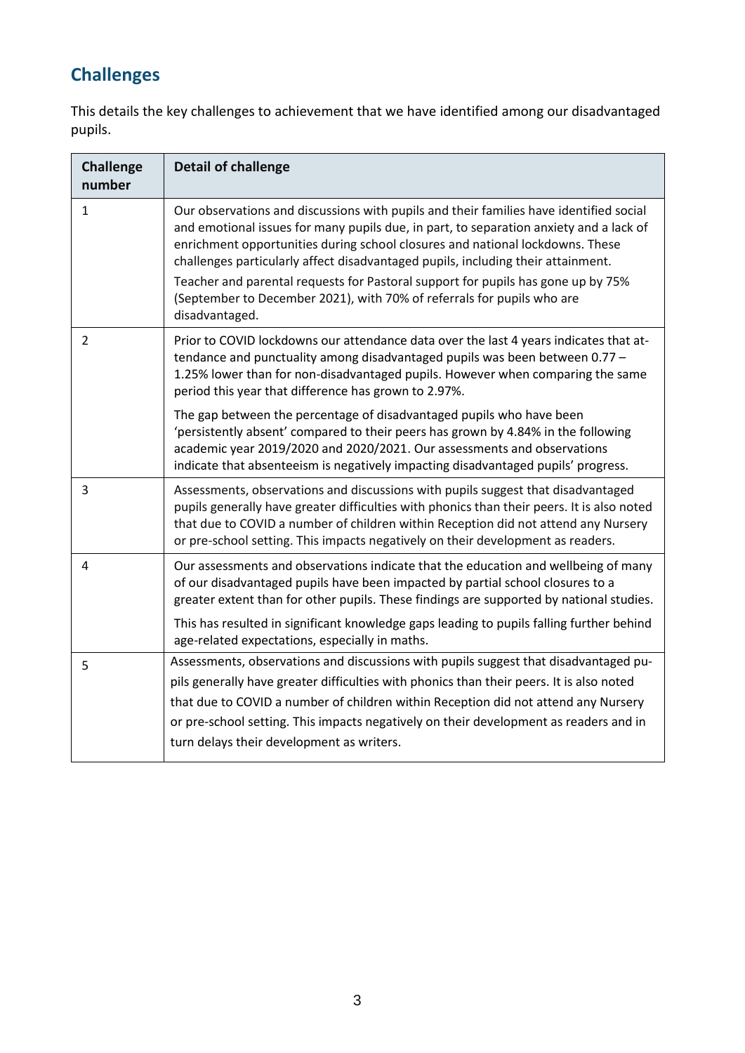## Challenges

This details the key challenges to achievement that we have identified among our disadvantaged pupils.

| Challenge number | Detail of challenge |
|---|---|
| 1 | Our observations and discussions with pupils and their families have identified social and emotional issues for many pupils due, in part, to separation anxiety and a lack of enrichment opportunities during school closures and national lockdowns. These challenges particularly affect disadvantaged pupils, including their attainment.<br><br>Teacher and parental requests for Pastoral support for pupils has gone up by 75% (September to December 2021), with 70% of referrals for pupils who are disadvantaged. |
| 2 | Prior to COVID lockdowns our attendance data over the last 4 years indicates that attendance and punctuality among disadvantaged pupils was been between 0.77 – 1.25% lower than for non-disadvantaged pupils. However when comparing the same period this year that difference has grown to 2.97%.<br><br>The gap between the percentage of disadvantaged pupils who have been 'persistently absent' compared to their peers has grown by 4.84% in the following academic year 2019/2020 and 2020/2021. Our assessments and observations indicate that absenteeism is negatively impacting disadvantaged pupils' progress. |
| 3 | Assessments, observations and discussions with pupils suggest that disadvantaged pupils generally have greater difficulties with phonics than their peers. It is also noted that due to COVID a number of children within Reception did not attend any Nursery or pre-school setting. This impacts negatively on their development as readers. |
| 4 | Our assessments and observations indicate that the education and wellbeing of many of our disadvantaged pupils have been impacted by partial school closures to a greater extent than for other pupils. These findings are supported by national studies.<br><br>This has resulted in significant knowledge gaps leading to pupils falling further behind age-related expectations, especially in maths. |
| 5 | Assessments, observations and discussions with pupils suggest that disadvantaged pupils generally have greater difficulties with phonics than their peers. It is also noted that due to COVID a number of children within Reception did not attend any Nursery or pre-school setting. This impacts negatively on their development as readers and in turn delays their development as writers. |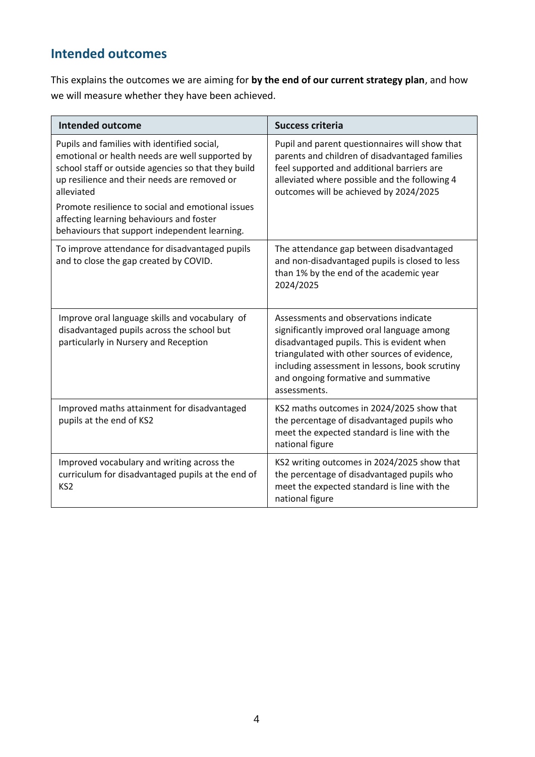## Intended outcomes

This explains the outcomes we are aiming for **by the end of our current strategy plan**, and how we will measure whether they have been achieved.

| Intended outcome | Success criteria |
|---|---|
| Pupils and families with identified social, emotional or health needs are well supported by school staff or outside agencies so that they build up resilience and their needs are removed or alleviated<br><br>Promote resilience to social and emotional issues affecting learning behaviours and foster behaviours that support independent learning. | Pupil and parent questionnaires will show that parents and children of disadvantaged families feel supported and additional barriers are alleviated where possible and the following 4 outcomes will be achieved by 2024/2025 |
| To improve attendance for disadvantaged pupils and to close the gap created by COVID. | The attendance gap between disadvantaged and non-disadvantaged pupils is closed to less than 1% by the end of the academic year 2024/2025 |
| Improve oral language skills and vocabulary of disadvantaged pupils across the school but particularly in Nursery and Reception | Assessments and observations indicate significantly improved oral language among disadvantaged pupils. This is evident when triangulated with other sources of evidence, including assessment in lessons, book scrutiny and ongoing formative and summative assessments. |
| Improved maths attainment for disadvantaged pupils at the end of KS2 | KS2 maths outcomes in 2024/2025 show that the percentage of disadvantaged pupils who meet the expected standard is line with the national figure |
| Improved vocabulary and writing across the curriculum for disadvantaged pupils at the end of KS2 | KS2 writing outcomes in 2024/2025 show that the percentage of disadvantaged pupils who meet the expected standard is line with the national figure |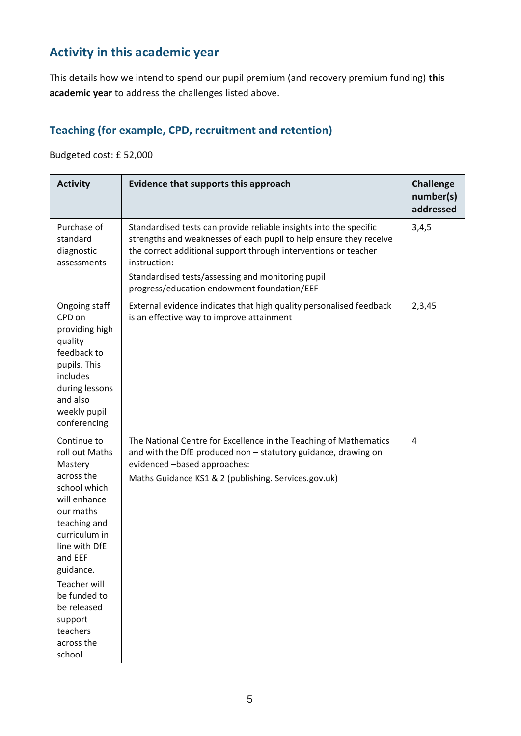## Activity in this academic year

This details how we intend to spend our pupil premium (and recovery premium funding) **this academic year** to address the challenges listed above.

### Teaching (for example, CPD, recruitment and retention)

Budgeted cost: £ 52,000

| Activity | Evidence that supports this approach | Challenge number(s) addressed |
|---|---|---|
| Purchase of standard diagnostic assessments | Standardised tests can provide reliable insights into the specific strengths and weaknesses of each pupil to help ensure they receive the correct additional support through interventions or teacher instruction:<br>Standardised tests/assessing and monitoring pupil progress/education endowment foundation/EEF | 3,4,5 |
| Ongoing staff CPD on providing high quality feedback to pupils. This includes during lessons and also weekly pupil conferencing | External evidence indicates that high quality personalised feedback is an effective way to improve attainment | 2,3,45 |
| Continue to roll out Maths Mastery across the school which will enhance our maths teaching and curriculum in line with DfE and EEF guidance.<br>Teacher will be funded to be released support teachers across the school | The National Centre for Excellence in the Teaching of Mathematics and with the DfE produced non – statutory guidance, drawing on evidenced –based approaches:<br>Maths Guidance KS1 & 2 (publishing. Services.gov.uk) | 4 |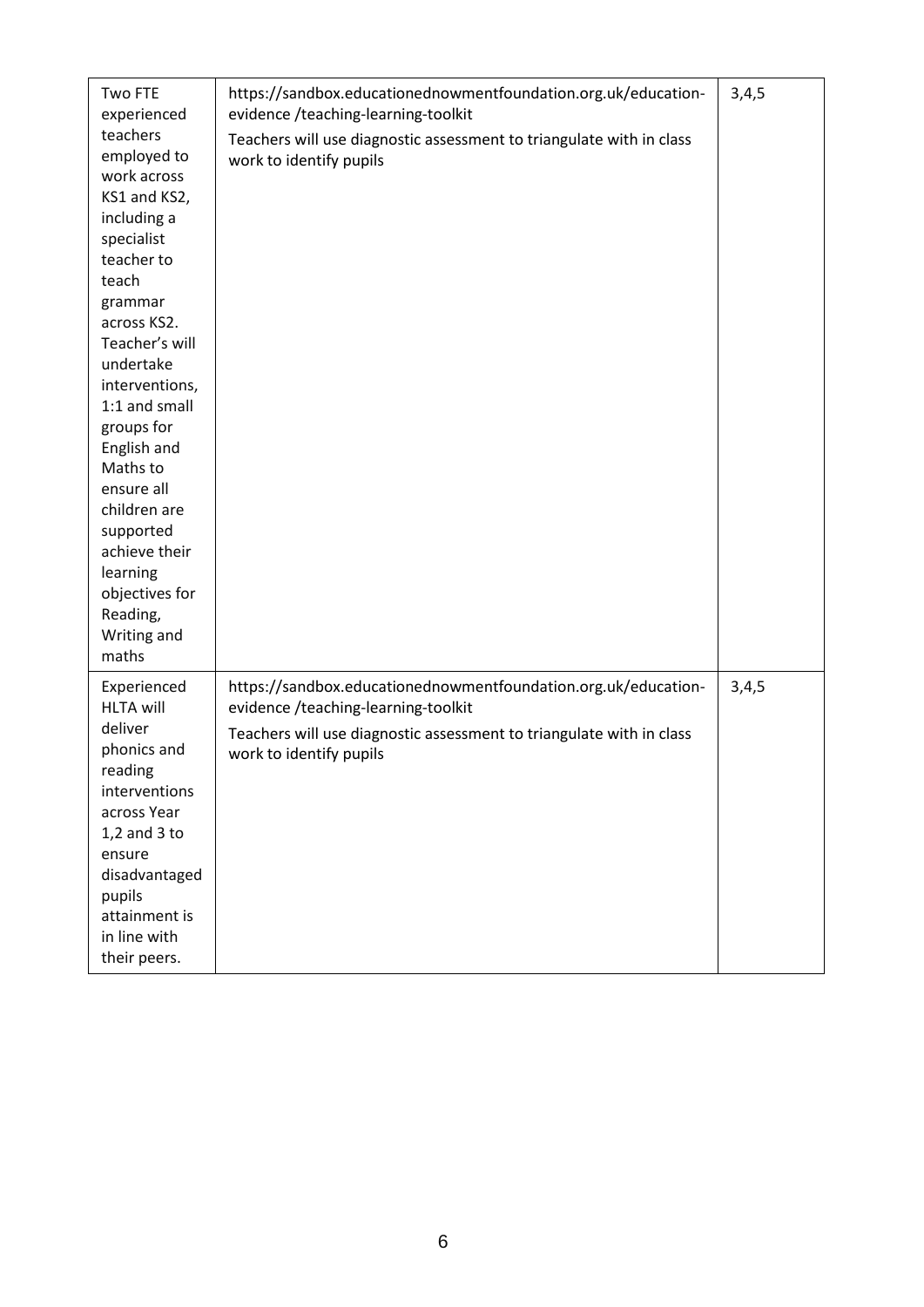| | | |
|---|---|---|
| Two FTE experienced teachers employed to work across KS1 and KS2, including a specialist teacher to teach grammar across KS2. Teacher's will undertake interventions, 1:1 and small groups for English and Maths to ensure all children are supported achieve their learning objectives for Reading, Writing and maths | https://sandbox.educationednowmentfoundation.org.uk/education-evidence /teaching-learning-toolkit<br>Teachers will use diagnostic assessment to triangulate with in class work to identify pupils | 3,4,5 |
| Experienced HLTA will deliver phonics and reading interventions across Year 1,2 and 3 to ensure disadvantaged pupils attainment is in line with their peers. | https://sandbox.educationednowmentfoundation.org.uk/education-evidence /teaching-learning-toolkit<br>Teachers will use diagnostic assessment to triangulate with in class work to identify pupils | 3,4,5 |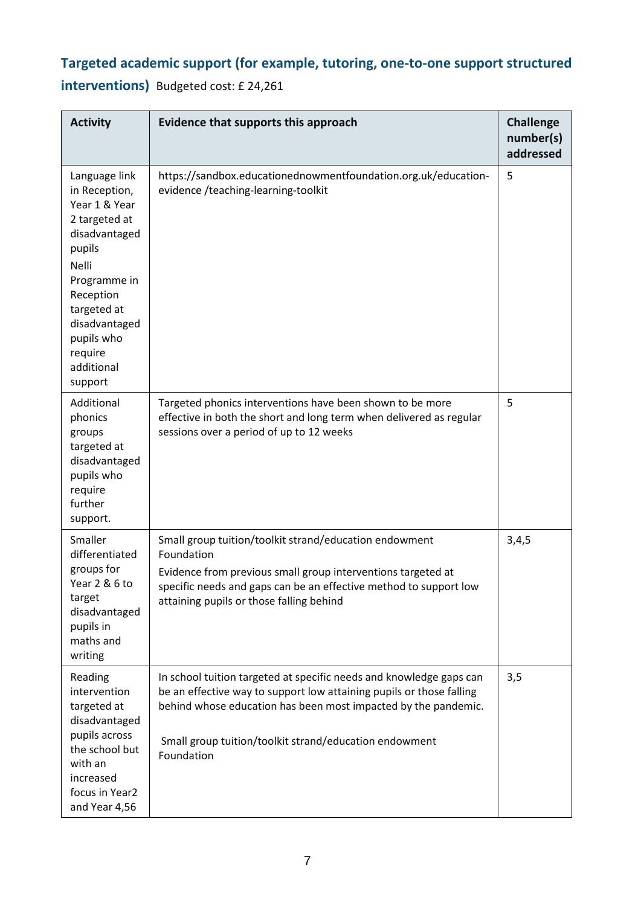## Targeted academic support (for example, tutoring, one-to-one support structured interventions) Budgeted cost: £ 24,261

| Activity | Evidence that supports this approach | Challenge number(s) addressed |
|---|---|---|
| Language link in Reception, Year 1 & Year 2 targeted at disadvantaged pupils<br>Nelli Programme in Reception targeted at disadvantaged pupils who require additional support | https://sandbox.educationednowmentfoundation.org.uk/education-evidence /teaching-learning-toolkit | 5 |
| Additional phonics groups targeted at disadvantaged pupils who require further support. | Targeted phonics interventions have been shown to be more effective in both the short and long term when delivered as regular sessions over a period of up to 12 weeks | 5 |
| Smaller differentiated groups for Year 2 & 6 to target disadvantaged pupils in maths and writing | Small group tuition/toolkit strand/education endowment Foundation<br>Evidence from previous small group interventions targeted at specific needs and gaps can be an effective method to support low attaining pupils or those falling behind | 3,4,5 |
| Reading intervention targeted at disadvantaged pupils across the school but with an increased focus in Year2 and Year 4,56 | In school tuition targeted at specific needs and knowledge gaps can be an effective way to support low attaining pupils or those falling behind whose education has been most impacted by the pandemic.<br><br>Small group tuition/toolkit strand/education endowment Foundation | 3,5 |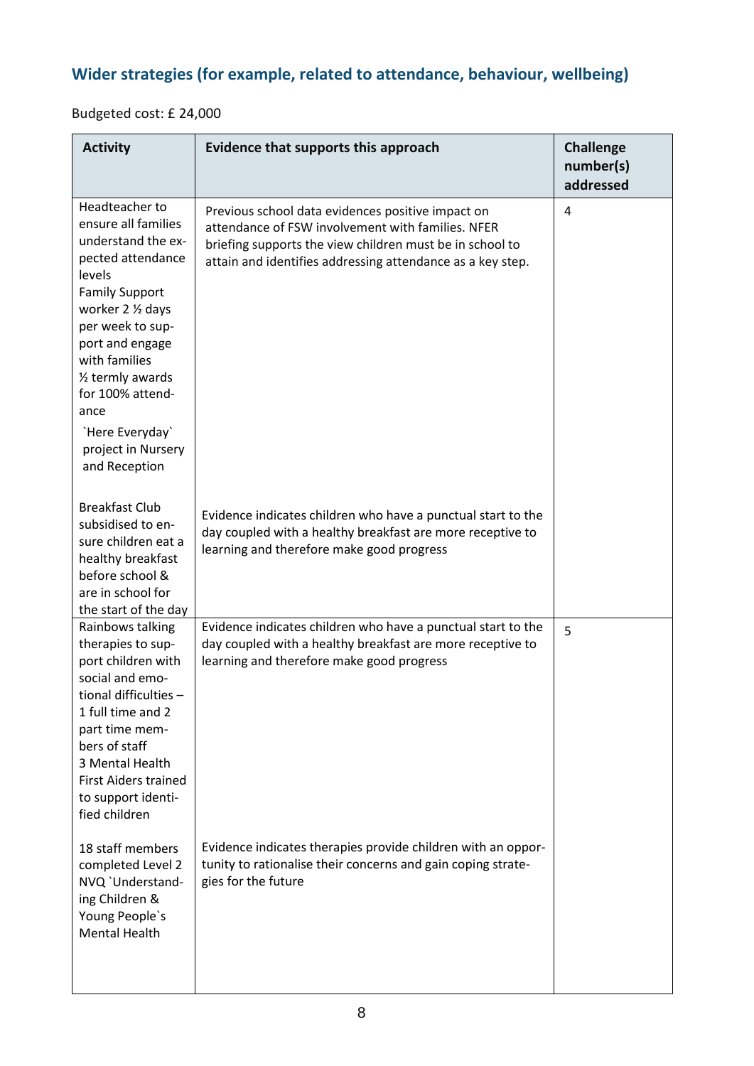## Wider strategies (for example, related to attendance, behaviour, wellbeing)

Budgeted cost: £ 24,000

| Activity | Evidence that supports this approach | Challenge number(s) addressed |
|---|---|---|
| Headteacher to ensure all families understand the expected attendance levels<br>Family Support worker 2 ½ days per week to support and engage with families<br>½ termly awards for 100% attendance<br>`Here Everyday` project in Nursery and Reception<br><br>Breakfast Club subsidised to ensure children eat a healthy breakfast before school & are in school for the start of the day | Previous school data evidences positive impact on attendance of FSW involvement with families. NFER briefing supports the view children must be in school to attain and identifies addressing attendance as a key step.<br><br>Evidence indicates children who have a punctual start to the day coupled with a healthy breakfast are more receptive to learning and therefore make good progress | 4 |
| Rainbows talking therapies to support children with social and emotional difficulties – 1 full time and 2 part time members of staff<br>3 Mental Health First Aiders trained to support identified children<br><br>18 staff members completed Level 2 NVQ `Understanding Children & Young People`s Mental Health | Evidence indicates children who have a punctual start to the day coupled with a healthy breakfast are more receptive to learning and therefore make good progress<br><br>Evidence indicates therapies provide children with an opportunity to rationalise their concerns and gain coping strategies for the future | 5 |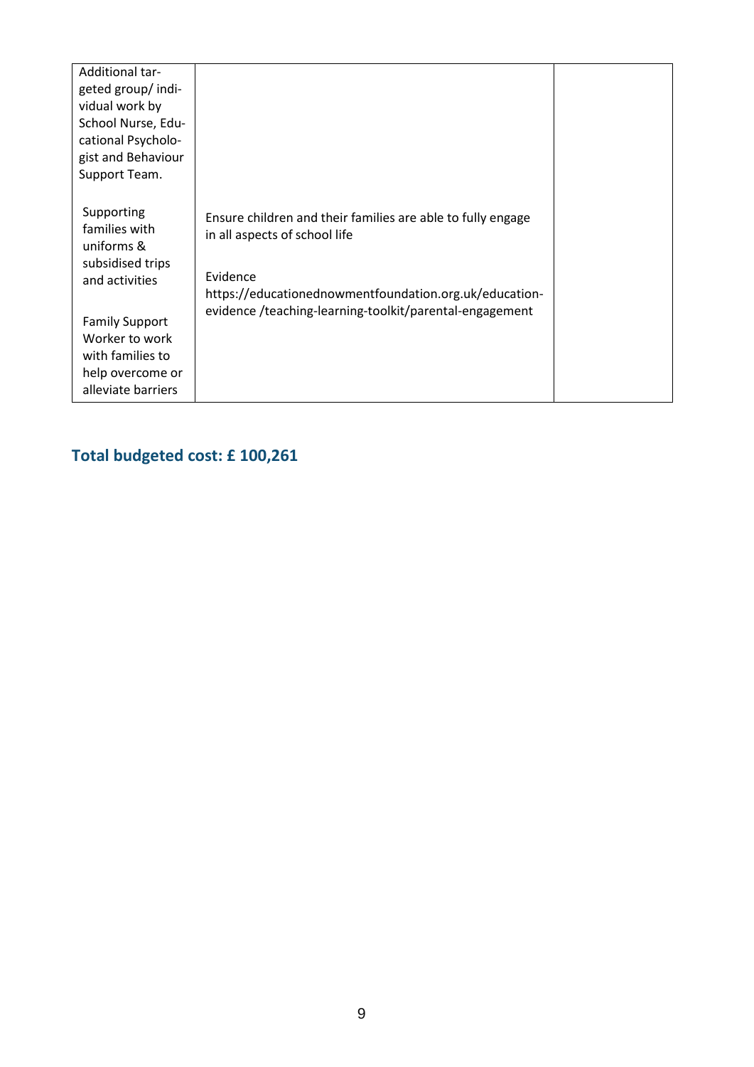| | | |
|---|---|---|
| Additional targeted group/ individual work by School Nurse, Educational Psychologist and Behaviour Support Team.<br><br>Supporting families with uniforms & subsidised trips and activities<br><br>Family Support Worker to work with families to help overcome or alleviate barriers | Ensure children and their families are able to fully engage in all aspects of school life<br><br>Evidence<br>https://educationednowmentfoundation.org.uk/education-evidence /teaching-learning-toolkit/parental-engagement | |

## Total budgeted cost: £ 100,261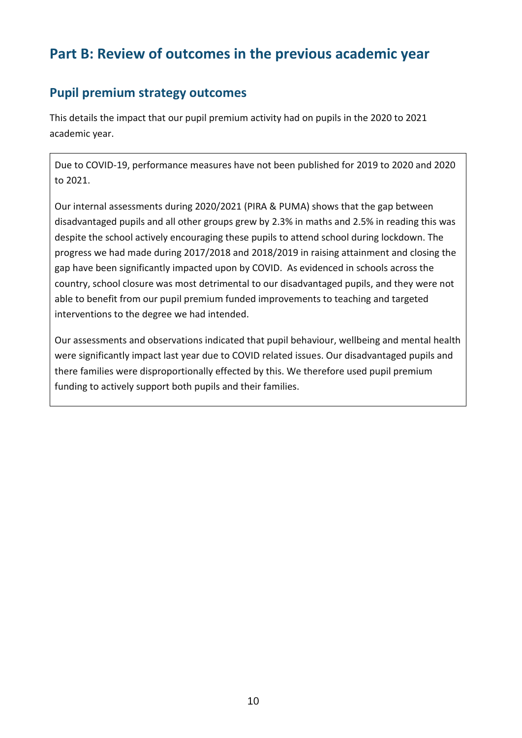# Part B: Review of outcomes in the previous academic year

## Pupil premium strategy outcomes

This details the impact that our pupil premium activity had on pupils in the 2020 to 2021 academic year.

Due to COVID-19, performance measures have not been published for 2019 to 2020 and 2020 to 2021.

Our internal assessments during 2020/2021 (PIRA & PUMA) shows that the gap between disadvantaged pupils and all other groups grew by 2.3% in maths and 2.5% in reading this was despite the school actively encouraging these pupils to attend school during lockdown. The progress we had made during 2017/2018 and 2018/2019 in raising attainment and closing the gap have been significantly impacted upon by COVID. As evidenced in schools across the country, school closure was most detrimental to our disadvantaged pupils, and they were not able to benefit from our pupil premium funded improvements to teaching and targeted interventions to the degree we had intended.

Our assessments and observations indicated that pupil behaviour, wellbeing and mental health were significantly impact last year due to COVID related issues. Our disadvantaged pupils and there families were disproportionally effected by this. We therefore used pupil premium funding to actively support both pupils and their families.